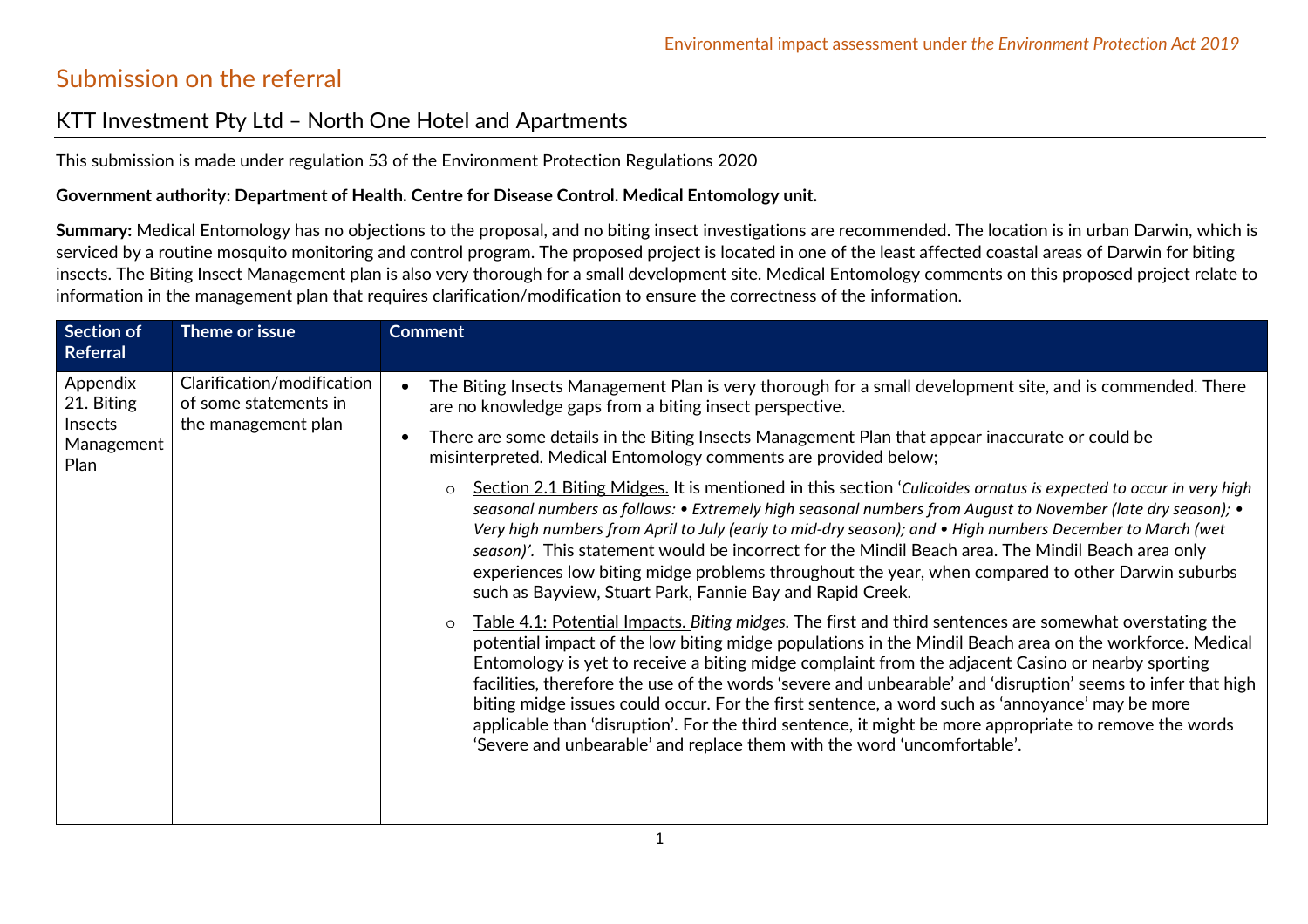Environmental impact assessment under *the Environment Protection Act 2019*

# Submission on the referral

## KTT Investment Pty Ltd – North One Hotel and Apartments

This submission is made under regulation 53 of the Environment Protection Regulations 2020

**Government authority: Department of Health. Centre for Disease Control. Medical Entomology unit.**

**Summary:** Medical Entomology has no objections to the proposal, and no biting insect investigations are recommended. The location is in urban Darwin, which is serviced by a routine mosquito monitoring and control program. The proposed project is located in one of the least affected coastal areas of Darwin for biting insects. The Biting Insect Management plan is also very thorough for a small development site. Medical Entomology comments on this proposed project relate to information in the management plan that requires clarification/modification to ensure the correctness of the information.

| Section of Referral | Theme or issue | Comment |
|---|---|---|
| Appendix 21. Biting Insects Management Plan | Clarification/modification of some statements in the management plan | • The Biting Insects Management Plan is very thorough for a small development site, and is commended. There are no knowledge gaps from a biting insect perspective.<br>• There are some details in the Biting Insects Management Plan that appear inaccurate or could be misinterpreted. Medical Entomology comments are provided below;<br>  ○ Section 2.1 Biting Midges. It is mentioned in this section '*Culicoides ornatus is expected to occur in very high seasonal numbers as follows: • Extremely high seasonal numbers from August to November (late dry season); • Very high numbers from April to July (early to mid-dry season); and • High numbers December to March (wet season)'.* This statement would be incorrect for the Mindil Beach area. The Mindil Beach area only experiences low biting midge problems throughout the year, when compared to other Darwin suburbs such as Bayview, Stuart Park, Fannie Bay and Rapid Creek.<br>  ○ Table 4.1: Potential Impacts. *Biting midges*. The first and third sentences are somewhat overstating the potential impact of the low biting midge populations in the Mindil Beach area on the workforce. Medical Entomology is yet to receive a biting midge complaint from the adjacent Casino or nearby sporting facilities, therefore the use of the words 'severe and unbearable' and 'disruption' seems to infer that high biting midge issues could occur. For the first sentence, a word such as 'annoyance' may be more applicable than 'disruption'. For the third sentence, it might be more appropriate to remove the words 'Severe and unbearable' and replace them with the word 'uncomfortable'. |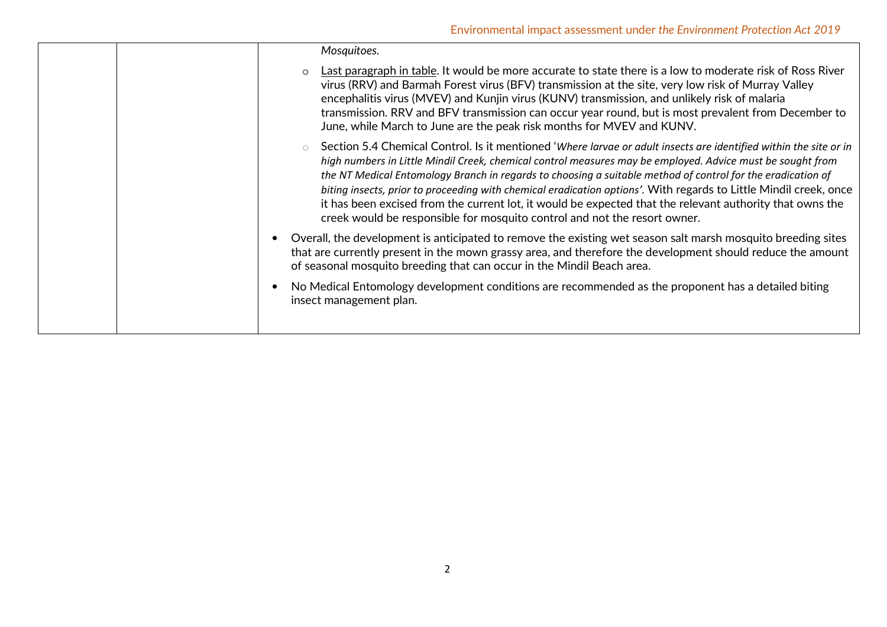| | | |
|---|---|---|
| | | *Mosquitoes.*<br><br>- Last paragraph in table. It would be more accurate to state there is a low to moderate risk of Ross River virus (RRV) and Barmah Forest virus (BFV) transmission at the site, very low risk of Murray Valley encephalitis virus (MVEV) and Kunjin virus (KUNV) transmission, and unlikely risk of malaria transmission. RRV and BFV transmission can occur year round, but is most prevalent from December to June, while March to June are the peak risk months for MVEV and KUNV.<br>- Section 5.4 Chemical Control. Is it mentioned '*Where larvae or adult insects are identified within the site or in high numbers in Little Mindil Creek, chemical control measures may be employed. Advice must be sought from the NT Medical Entomology Branch in regards to choosing a suitable method of control for the eradication of biting insects, prior to proceeding with chemical eradication options'*. With regards to Little Mindil creek, once it has been excised from the current lot, it would be expected that the relevant authority that owns the creek would be responsible for mosquito control and not the resort owner.<br><br>- Overall, the development is anticipated to remove the existing wet season salt marsh mosquito breeding sites that are currently present in the mown grassy area, and therefore the development should reduce the amount of seasonal mosquito breeding that can occur in the Mindil Beach area.<br>- No Medical Entomology development conditions are recommended as the proponent has a detailed biting insect management plan. |